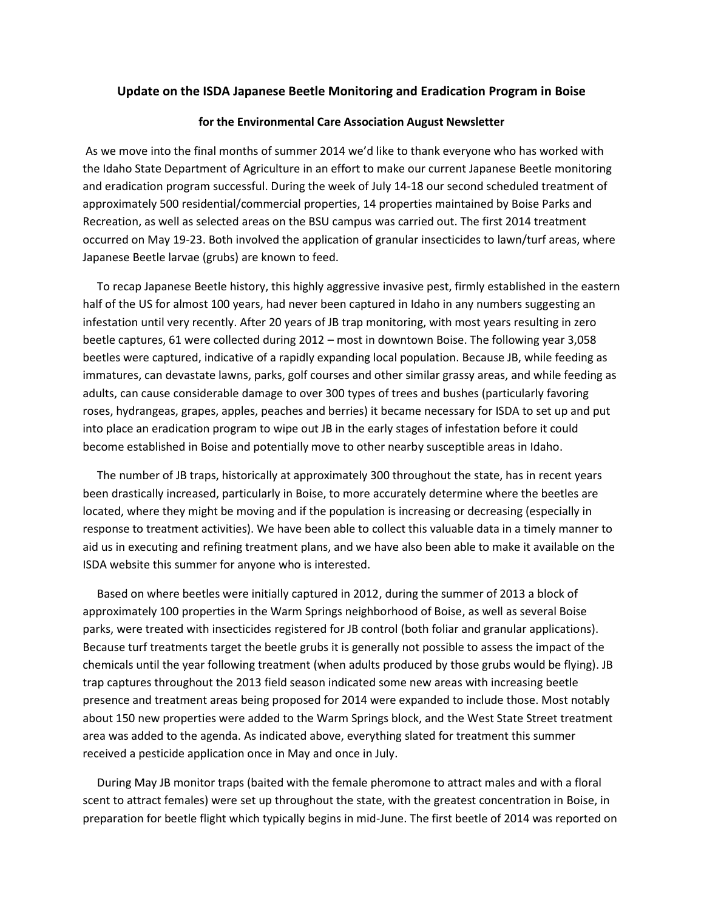### Update on the ISDA Japanese Beetle Monitoring and Eradication Program in Boise

**for the Environmental Care Association August Newsletter**

As we move into the final months of summer 2014 we'd like to thank everyone who has worked with the Idaho State Department of Agriculture in an effort to make our current Japanese Beetle monitoring and eradication program successful. During the week of July 14-18 our second scheduled treatment of approximately 500 residential/commercial properties, 14 properties maintained by Boise Parks and Recreation, as well as selected areas on the BSU campus was carried out. The first 2014 treatment occurred on May 19-23. Both involved the application of granular insecticides to lawn/turf areas, where Japanese Beetle larvae (grubs) are known to feed.

To recap Japanese Beetle history, this highly aggressive invasive pest, firmly established in the eastern half of the US for almost 100 years, had never been captured in Idaho in any numbers suggesting an infestation until very recently. After 20 years of JB trap monitoring, with most years resulting in zero beetle captures, 61 were collected during 2012 – most in downtown Boise. The following year 3,058 beetles were captured, indicative of a rapidly expanding local population. Because JB, while feeding as immatures, can devastate lawns, parks, golf courses and other similar grassy areas, and while feeding as adults, can cause considerable damage to over 300 types of trees and bushes (particularly favoring roses, hydrangeas, grapes, apples, peaches and berries) it became necessary for ISDA to set up and put into place an eradication program to wipe out JB in the early stages of infestation before it could become established in Boise and potentially move to other nearby susceptible areas in Idaho.

The number of JB traps, historically at approximately 300 throughout the state, has in recent years been drastically increased, particularly in Boise, to more accurately determine where the beetles are located, where they might be moving and if the population is increasing or decreasing (especially in response to treatment activities). We have been able to collect this valuable data in a timely manner to aid us in executing and refining treatment plans, and we have also been able to make it available on the ISDA website this summer for anyone who is interested.

Based on where beetles were initially captured in 2012, during the summer of 2013 a block of approximately 100 properties in the Warm Springs neighborhood of Boise, as well as several Boise parks, were treated with insecticides registered for JB control (both foliar and granular applications). Because turf treatments target the beetle grubs it is generally not possible to assess the impact of the chemicals until the year following treatment (when adults produced by those grubs would be flying). JB trap captures throughout the 2013 field season indicated some new areas with increasing beetle presence and treatment areas being proposed for 2014 were expanded to include those. Most notably about 150 new properties were added to the Warm Springs block, and the West State Street treatment area was added to the agenda. As indicated above, everything slated for treatment this summer received a pesticide application once in May and once in July.

During May JB monitor traps (baited with the female pheromone to attract males and with a floral scent to attract females) were set up throughout the state, with the greatest concentration in Boise, in preparation for beetle flight which typically begins in mid-June. The first beetle of 2014 was reported on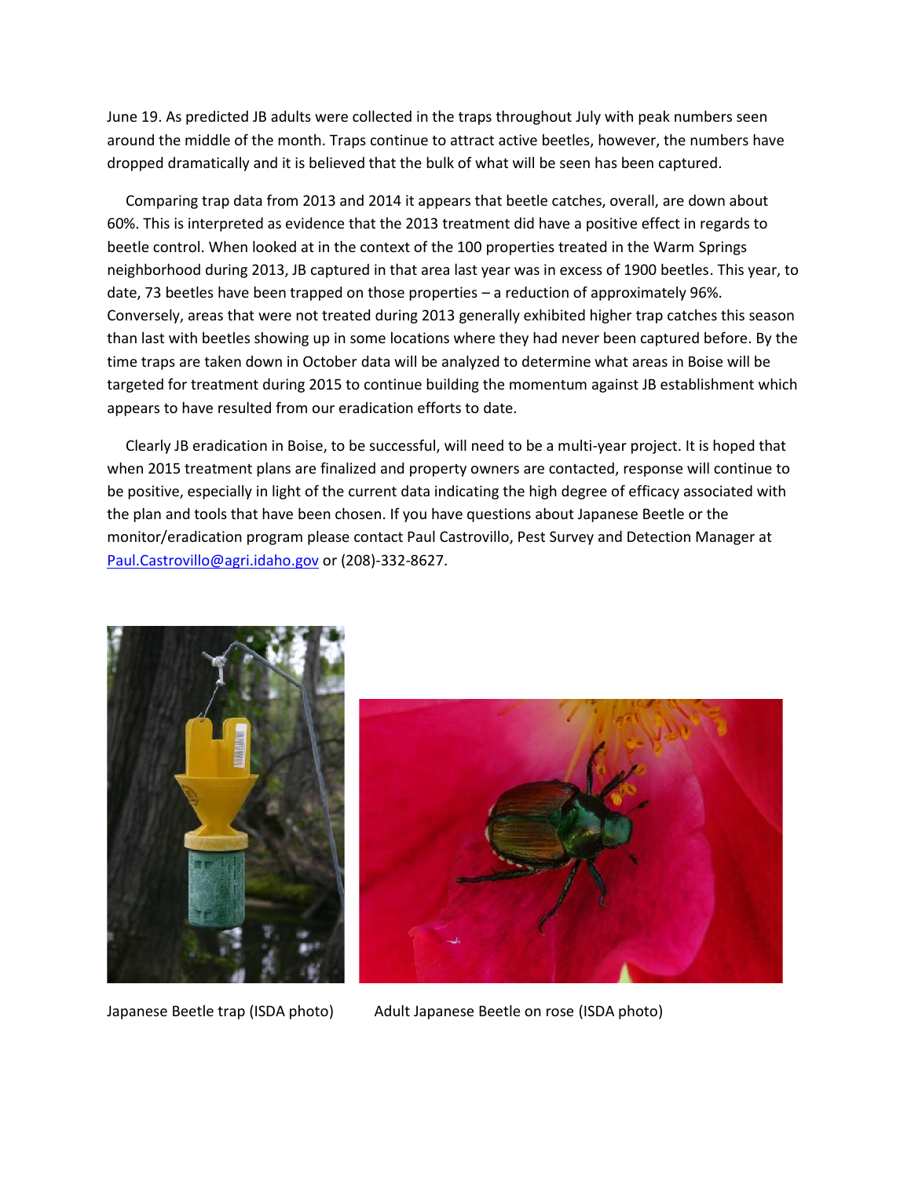June 19. As predicted JB adults were collected in the traps throughout July with peak numbers seen around the middle of the month. Traps continue to attract active beetles, however, the numbers have dropped dramatically and it is believed that the bulk of what will be seen has been captured.

Comparing trap data from 2013 and 2014 it appears that beetle catches, overall, are down about 60%. This is interpreted as evidence that the 2013 treatment did have a positive effect in regards to beetle control. When looked at in the context of the 100 properties treated in the Warm Springs neighborhood during 2013, JB captured in that area last year was in excess of 1900 beetles. This year, to date, 73 beetles have been trapped on those properties – a reduction of approximately 96%. Conversely, areas that were not treated during 2013 generally exhibited higher trap catches this season than last with beetles showing up in some locations where they had never been captured before. By the time traps are taken down in October data will be analyzed to determine what areas in Boise will be targeted for treatment during 2015 to continue building the momentum against JB establishment which appears to have resulted from our eradication efforts to date.

Clearly JB eradication in Boise, to be successful, will need to be a multi-year project. It is hoped that when 2015 treatment plans are finalized and property owners are contacted, response will continue to be positive, especially in light of the current data indicating the high degree of efficacy associated with the plan and tools that have been chosen. If you have questions about Japanese Beetle or the monitor/eradication program please contact Paul Castrovillo, Pest Survey and Detection Manager at Paul.Castrovillo@agri.idaho.gov or (208)-332-8627.

Japanese Beetle trap (ISDA photo)

Adult Japanese Beetle on rose (ISDA photo)